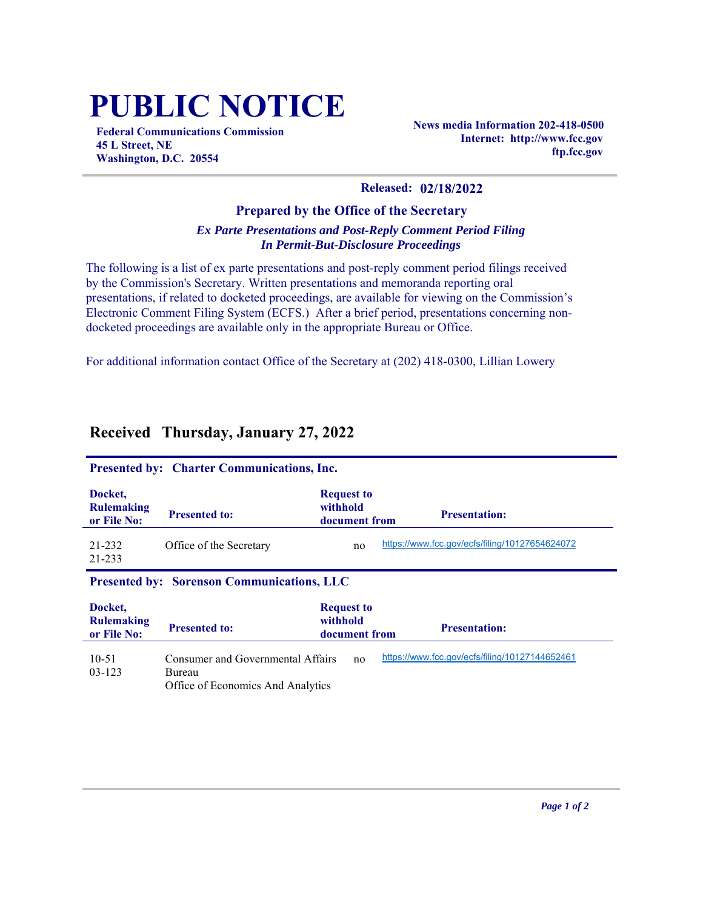# PUBLIC NOTICE

**Federal Communications Commission**
**45 L Street, NE**
**Washington, D.C. 20554**

**News media Information 202-418-0500**
**Internet: http://www.fcc.gov**
**ftp.fcc.gov**

**Released: 02/18/2022**

### Prepared by the Office of the Secretary

***Ex Parte Presentations and Post-Reply Comment Period Filing***
***In Permit-But-Disclosure Proceedings***

The following is a list of ex parte presentations and post-reply comment period filings received by the Commission's Secretary. Written presentations and memoranda reporting oral presentations, if related to docketed proceedings, are available for viewing on the Commission's Electronic Comment Filing System (ECFS.) After a brief period, presentations concerning non-docketed proceedings are available only in the appropriate Bureau or Office.

For additional information contact Office of the Secretary at (202) 418-0300, Lillian Lowery

## Received Thursday, January 27, 2022

**Presented by: Charter Communications, Inc.**

| Docket, Rulemaking or File No: | Presented to: | Request to withhold document from | Presentation: |
|---|---|---|---|
| 21-232<br>21-233 | Office of the Secretary | no | https://www.fcc.gov/ecfs/filing/10127654624072 |

**Presented by: Sorenson Communications, LLC**

| Docket, Rulemaking or File No: | Presented to: | Request to withhold document from | Presentation: |
|---|---|---|---|
| 10-51<br>03-123 | Consumer and Governmental Affairs Bureau<br>Office of Economics And Analytics | no | https://www.fcc.gov/ecfs/filing/10127144652461 |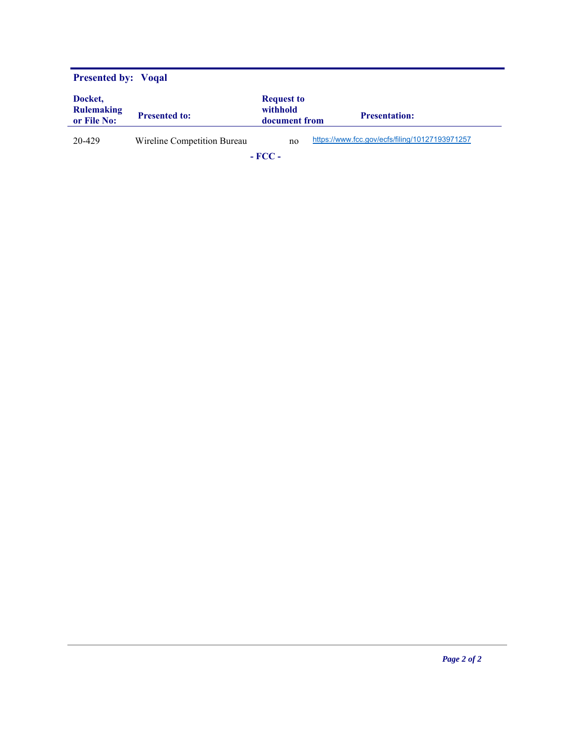**Presented by: Voqal**

| Docket, Rulemaking or File No: | Presented to: | Request to withhold document from | Presentation: |
|---|---|---|---|
| 20-429 | Wireline Competition Bureau | no | https://www.fcc.gov/ecfs/filing/10127193971257 |

**- FCC -**